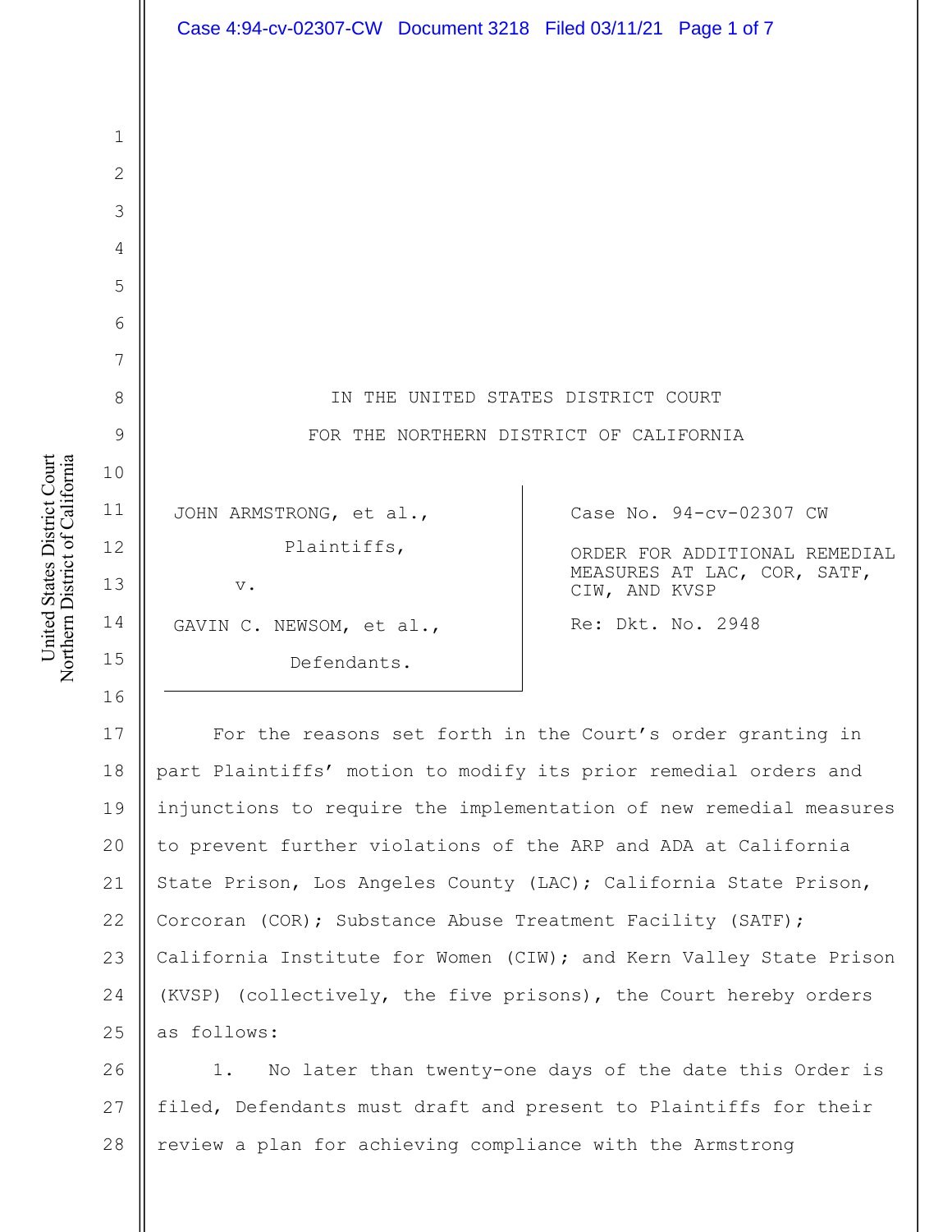IN THE UNITED STATES DISTRICT COURT

FOR THE NORTHERN DISTRICT OF CALIFORNIA

JOHN ARMSTRONG, et al.,

Plaintiffs,

v.

GAVIN C. NEWSOM, et al.,

Defendants.

Case No. 94-cv-02307 CW

ORDER FOR ADDITIONAL REMEDIAL MEASURES AT LAC, COR, SATF, CIW, AND KVSP

Re: Dkt. No. 2948

For the reasons set forth in the Court's order granting in part Plaintiffs' motion to modify its prior remedial orders and injunctions to require the implementation of new remedial measures to prevent further violations of the ARP and ADA at California State Prison, Los Angeles County (LAC); California State Prison, Corcoran (COR); Substance Abuse Treatment Facility (SATF); California Institute for Women (CIW); and Kern Valley State Prison (KVSP) (collectively, the five prisons), the Court hereby orders as follows:

1. No later than twenty-one days of the date this Order is filed, Defendants must draft and present to Plaintiffs for their review a plan for achieving compliance with the Armstrong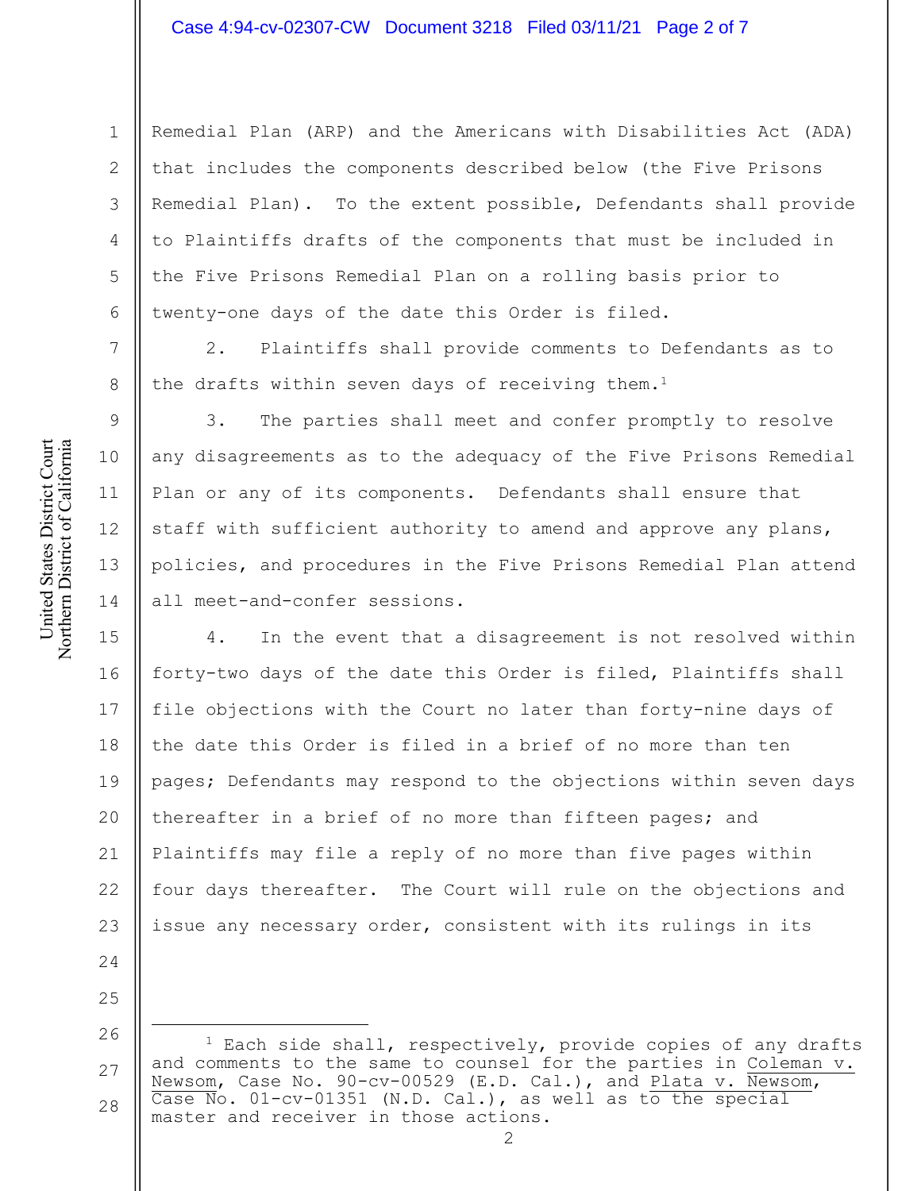Remedial Plan (ARP) and the Americans with Disabilities Act (ADA) that includes the components described below (the Five Prisons Remedial Plan). To the extent possible, Defendants shall provide to Plaintiffs drafts of the components that must be included in the Five Prisons Remedial Plan on a rolling basis prior to twenty-one days of the date this Order is filed.

2. Plaintiffs shall provide comments to Defendants as to the drafts within seven days of receiving them.[1]

3. The parties shall meet and confer promptly to resolve any disagreements as to the adequacy of the Five Prisons Remedial Plan or any of its components. Defendants shall ensure that staff with sufficient authority to amend and approve any plans, policies, and procedures in the Five Prisons Remedial Plan attend all meet-and-confer sessions.

4. In the event that a disagreement is not resolved within forty-two days of the date this Order is filed, Plaintiffs shall file objections with the Court no later than forty-nine days of the date this Order is filed in a brief of no more than ten pages; Defendants may respond to the objections within seven days thereafter in a brief of no more than fifteen pages; and Plaintiffs may file a reply of no more than five pages within four days thereafter. The Court will rule on the objections and issue any necessary order, consistent with its rulings in its

---

[1] Each side shall, respectively, provide copies of any drafts and comments to the same to counsel for the parties in Coleman v. Newsom, Case No. 90-cv-00529 (E.D. Cal.), and Plata v. Newsom, Case No. 01-cv-01351 (N.D. Cal.), as well as to the special master and receiver in those actions.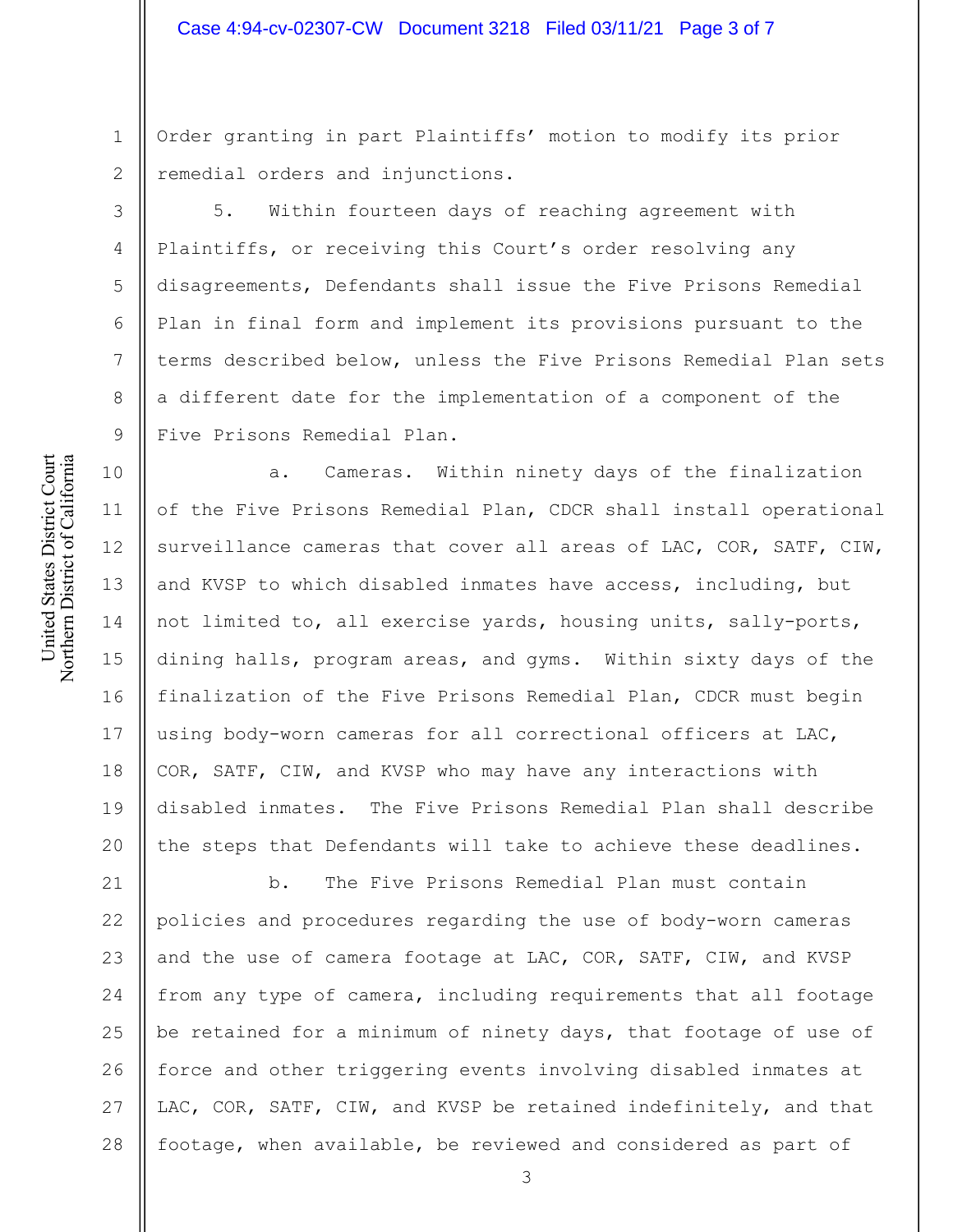Order granting in part Plaintiffs' motion to modify its prior remedial orders and injunctions.

5. Within fourteen days of reaching agreement with Plaintiffs, or receiving this Court's order resolving any disagreements, Defendants shall issue the Five Prisons Remedial Plan in final form and implement its provisions pursuant to the terms described below, unless the Five Prisons Remedial Plan sets a different date for the implementation of a component of the Five Prisons Remedial Plan.

a. Cameras. Within ninety days of the finalization of the Five Prisons Remedial Plan, CDCR shall install operational surveillance cameras that cover all areas of LAC, COR, SATF, CIW, and KVSP to which disabled inmates have access, including, but not limited to, all exercise yards, housing units, sally-ports, dining halls, program areas, and gyms. Within sixty days of the finalization of the Five Prisons Remedial Plan, CDCR must begin using body-worn cameras for all correctional officers at LAC, COR, SATF, CIW, and KVSP who may have any interactions with disabled inmates. The Five Prisons Remedial Plan shall describe the steps that Defendants will take to achieve these deadlines.

b. The Five Prisons Remedial Plan must contain policies and procedures regarding the use of body-worn cameras and the use of camera footage at LAC, COR, SATF, CIW, and KVSP from any type of camera, including requirements that all footage be retained for a minimum of ninety days, that footage of use of force and other triggering events involving disabled inmates at LAC, COR, SATF, CIW, and KVSP be retained indefinitely, and that footage, when available, be reviewed and considered as part of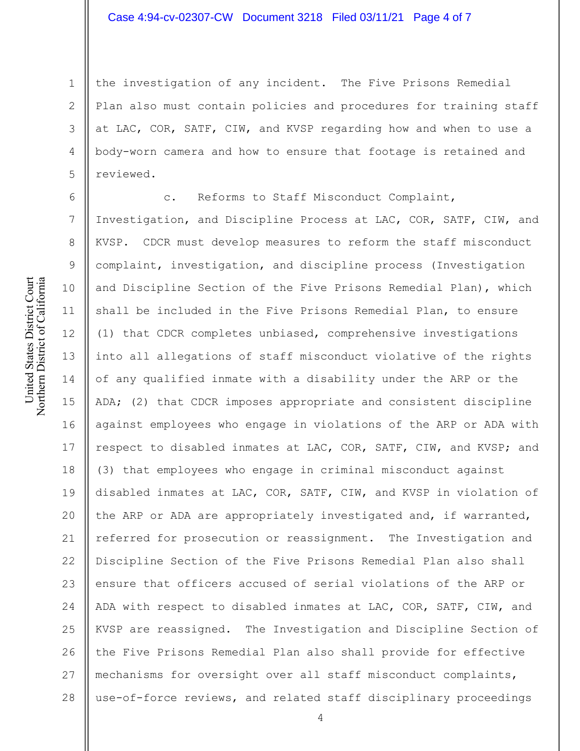the investigation of any incident. The Five Prisons Remedial Plan also must contain policies and procedures for training staff at LAC, COR, SATF, CIW, and KVSP regarding how and when to use a body-worn camera and how to ensure that footage is retained and reviewed.

c. Reforms to Staff Misconduct Complaint, Investigation, and Discipline Process at LAC, COR, SATF, CIW, and KVSP. CDCR must develop measures to reform the staff misconduct complaint, investigation, and discipline process (Investigation and Discipline Section of the Five Prisons Remedial Plan), which shall be included in the Five Prisons Remedial Plan, to ensure (1) that CDCR completes unbiased, comprehensive investigations into all allegations of staff misconduct violative of the rights of any qualified inmate with a disability under the ARP or the ADA; (2) that CDCR imposes appropriate and consistent discipline against employees who engage in violations of the ARP or ADA with respect to disabled inmates at LAC, COR, SATF, CIW, and KVSP; and (3) that employees who engage in criminal misconduct against disabled inmates at LAC, COR, SATF, CIW, and KVSP in violation of the ARP or ADA are appropriately investigated and, if warranted, referred for prosecution or reassignment. The Investigation and Discipline Section of the Five Prisons Remedial Plan also shall ensure that officers accused of serial violations of the ARP or ADA with respect to disabled inmates at LAC, COR, SATF, CIW, and KVSP are reassigned. The Investigation and Discipline Section of the Five Prisons Remedial Plan also shall provide for effective mechanisms for oversight over all staff misconduct complaints, use-of-force reviews, and related staff disciplinary proceedings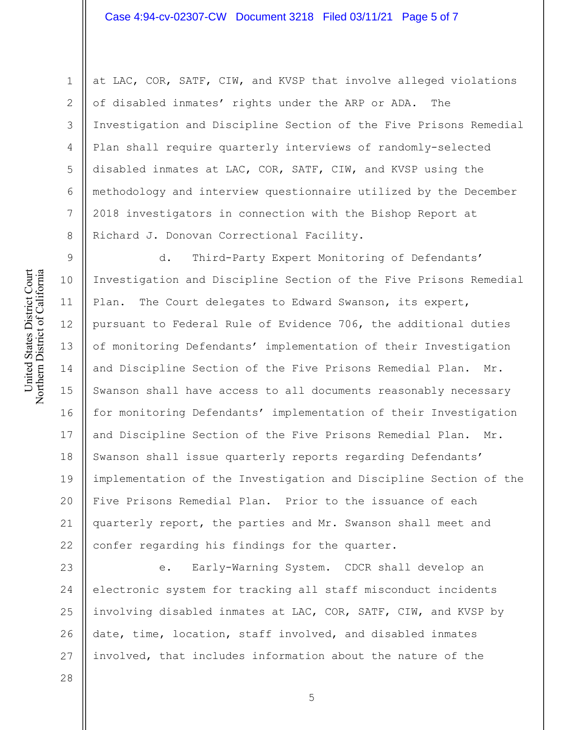at LAC, COR, SATF, CIW, and KVSP that involve alleged violations of disabled inmates' rights under the ARP or ADA. The Investigation and Discipline Section of the Five Prisons Remedial Plan shall require quarterly interviews of randomly-selected disabled inmates at LAC, COR, SATF, CIW, and KVSP using the methodology and interview questionnaire utilized by the December 2018 investigators in connection with the Bishop Report at Richard J. Donovan Correctional Facility.

d. Third-Party Expert Monitoring of Defendants' Investigation and Discipline Section of the Five Prisons Remedial Plan. The Court delegates to Edward Swanson, its expert, pursuant to Federal Rule of Evidence 706, the additional duties of monitoring Defendants' implementation of their Investigation and Discipline Section of the Five Prisons Remedial Plan. Mr. Swanson shall have access to all documents reasonably necessary for monitoring Defendants' implementation of their Investigation and Discipline Section of the Five Prisons Remedial Plan. Mr. Swanson shall issue quarterly reports regarding Defendants' implementation of the Investigation and Discipline Section of the Five Prisons Remedial Plan. Prior to the issuance of each quarterly report, the parties and Mr. Swanson shall meet and confer regarding his findings for the quarter.

e. Early-Warning System. CDCR shall develop an electronic system for tracking all staff misconduct incidents involving disabled inmates at LAC, COR, SATF, CIW, and KVSP by date, time, location, staff involved, and disabled inmates involved, that includes information about the nature of the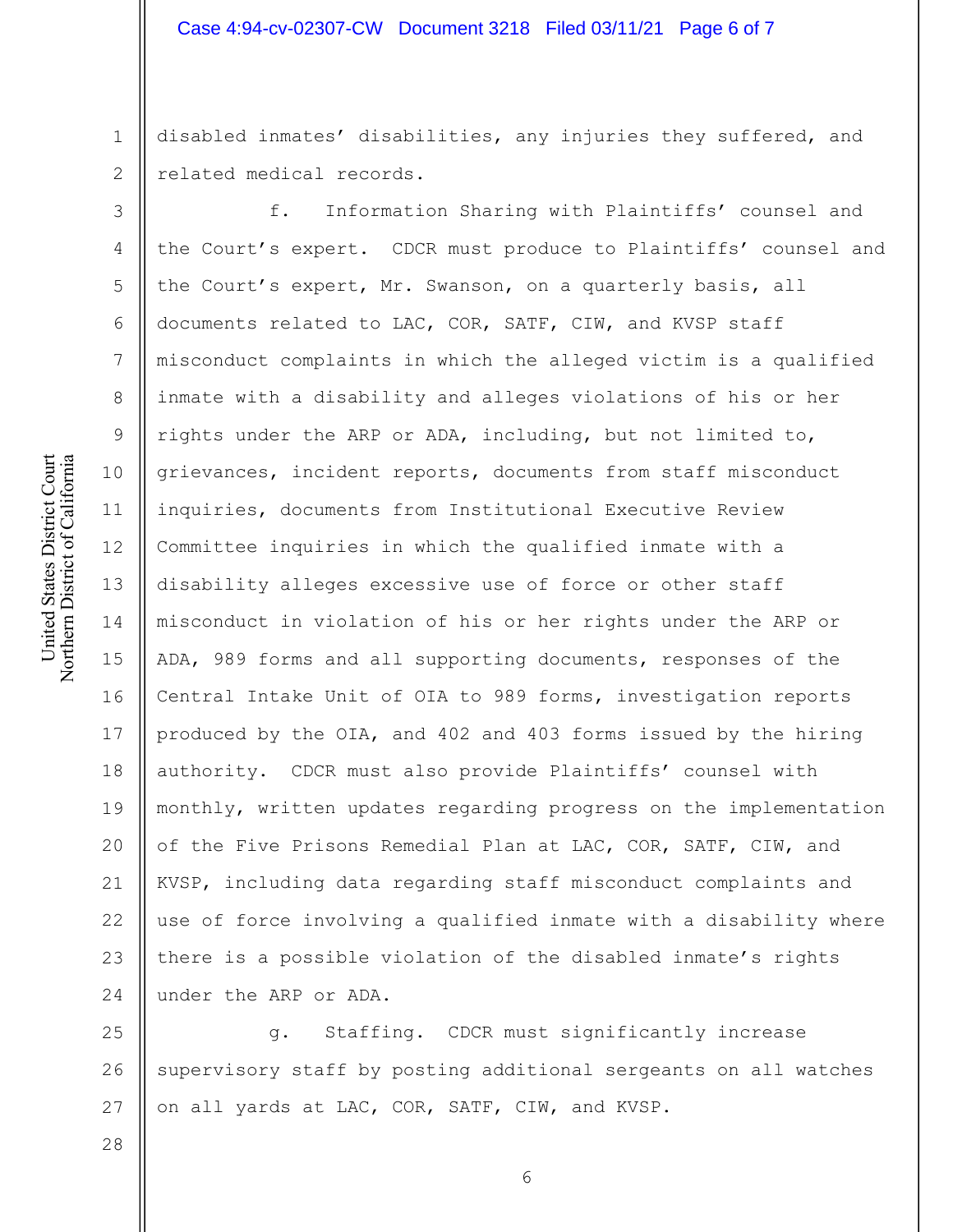disabled inmates' disabilities, any injuries they suffered, and related medical records.

f. Information Sharing with Plaintiffs' counsel and the Court's expert. CDCR must produce to Plaintiffs' counsel and the Court's expert, Mr. Swanson, on a quarterly basis, all documents related to LAC, COR, SATF, CIW, and KVSP staff misconduct complaints in which the alleged victim is a qualified inmate with a disability and alleges violations of his or her rights under the ARP or ADA, including, but not limited to, grievances, incident reports, documents from staff misconduct inquiries, documents from Institutional Executive Review Committee inquiries in which the qualified inmate with a disability alleges excessive use of force or other staff misconduct in violation of his or her rights under the ARP or ADA, 989 forms and all supporting documents, responses of the Central Intake Unit of OIA to 989 forms, investigation reports produced by the OIA, and 402 and 403 forms issued by the hiring authority. CDCR must also provide Plaintiffs' counsel with monthly, written updates regarding progress on the implementation of the Five Prisons Remedial Plan at LAC, COR, SATF, CIW, and KVSP, including data regarding staff misconduct complaints and use of force involving a qualified inmate with a disability where there is a possible violation of the disabled inmate's rights under the ARP or ADA.

g. Staffing. CDCR must significantly increase supervisory staff by posting additional sergeants on all watches on all yards at LAC, COR, SATF, CIW, and KVSP.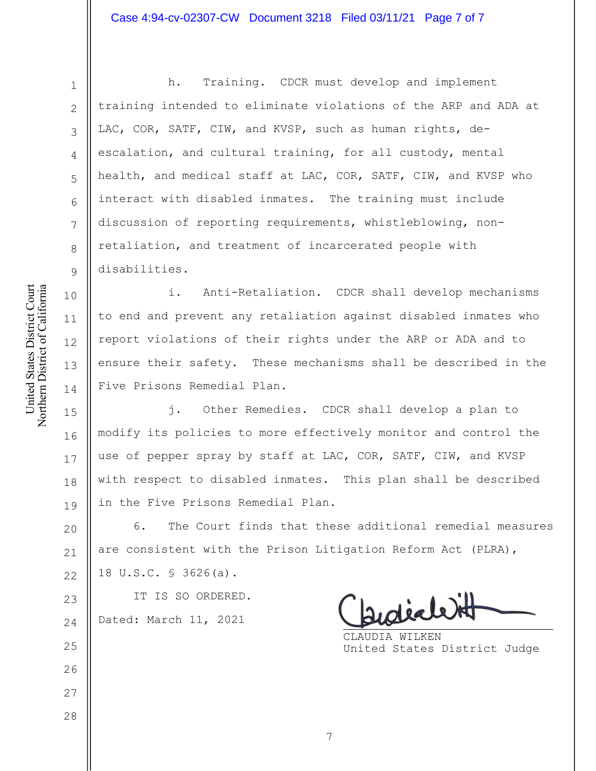h. Training. CDCR must develop and implement training intended to eliminate violations of the ARP and ADA at LAC, COR, SATF, CIW, and KVSP, such as human rights, de-escalation, and cultural training, for all custody, mental health, and medical staff at LAC, COR, SATF, CIW, and KVSP who interact with disabled inmates. The training must include discussion of reporting requirements, whistleblowing, non-retaliation, and treatment of incarcerated people with disabilities.

i. Anti-Retaliation. CDCR shall develop mechanisms to end and prevent any retaliation against disabled inmates who report violations of their rights under the ARP or ADA and to ensure their safety. These mechanisms shall be described in the Five Prisons Remedial Plan.

j. Other Remedies. CDCR shall develop a plan to modify its policies to more effectively monitor and control the use of pepper spray by staff at LAC, COR, SATF, CIW, and KVSP with respect to disabled inmates. This plan shall be described in the Five Prisons Remedial Plan.

6. The Court finds that these additional remedial measures are consistent with the Prison Litigation Reform Act (PLRA), 18 U.S.C. § 3626(a).

IT IS SO ORDERED.

Dated: March 11, 2021

CLAUDIA WILKEN
United States District Judge